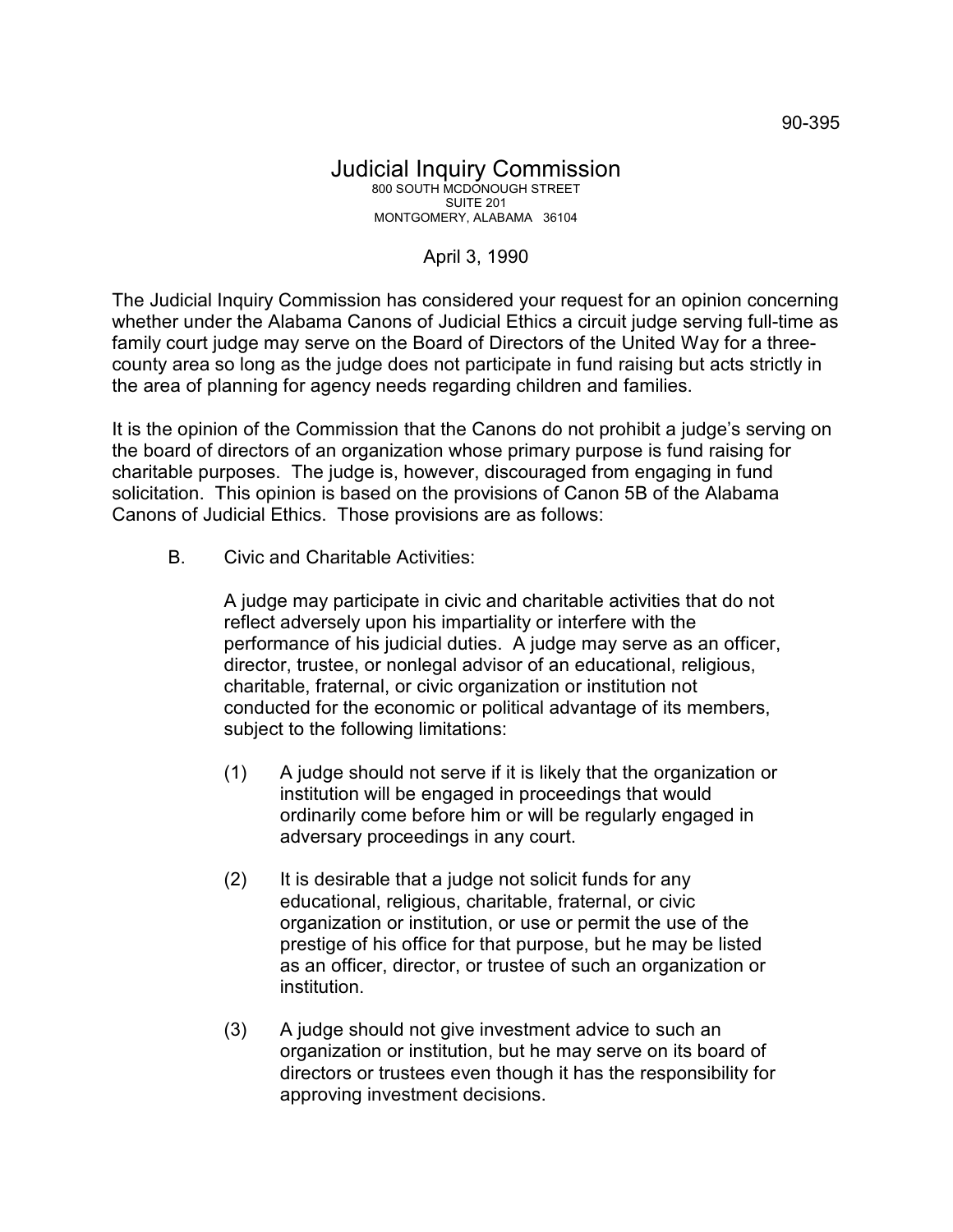90-395

# Judicial Inquiry Commission

800 SOUTH MCDONOUGH STREET
SUITE 201
MONTGOMERY, ALABAMA 36104

April 3, 1990

The Judicial Inquiry Commission has considered your request for an opinion concerning whether under the Alabama Canons of Judicial Ethics a circuit judge serving full-time as family court judge may serve on the Board of Directors of the United Way for a three-county area so long as the judge does not participate in fund raising but acts strictly in the area of planning for agency needs regarding children and families.

It is the opinion of the Commission that the Canons do not prohibit a judge's serving on the board of directors of an organization whose primary purpose is fund raising for charitable purposes. The judge is, however, discouraged from engaging in fund solicitation. This opinion is based on the provisions of Canon 5B of the Alabama Canons of Judicial Ethics. Those provisions are as follows:

B. Civic and Charitable Activities:

> A judge may participate in civic and charitable activities that do not reflect adversely upon his impartiality or interfere with the performance of his judicial duties. A judge may serve as an officer, director, trustee, or nonlegal advisor of an educational, religious, charitable, fraternal, or civic organization or institution not conducted for the economic or political advantage of its members, subject to the following limitations:
>
> (1) A judge should not serve if it is likely that the organization or institution will be engaged in proceedings that would ordinarily come before him or will be regularly engaged in adversary proceedings in any court.
>
> (2) It is desirable that a judge not solicit funds for any educational, religious, charitable, fraternal, or civic organization or institution, or use or permit the use of the prestige of his office for that purpose, but he may be listed as an officer, director, or trustee of such an organization or institution.
>
> (3) A judge should not give investment advice to such an organization or institution, but he may serve on its board of directors or trustees even though it has the responsibility for approving investment decisions.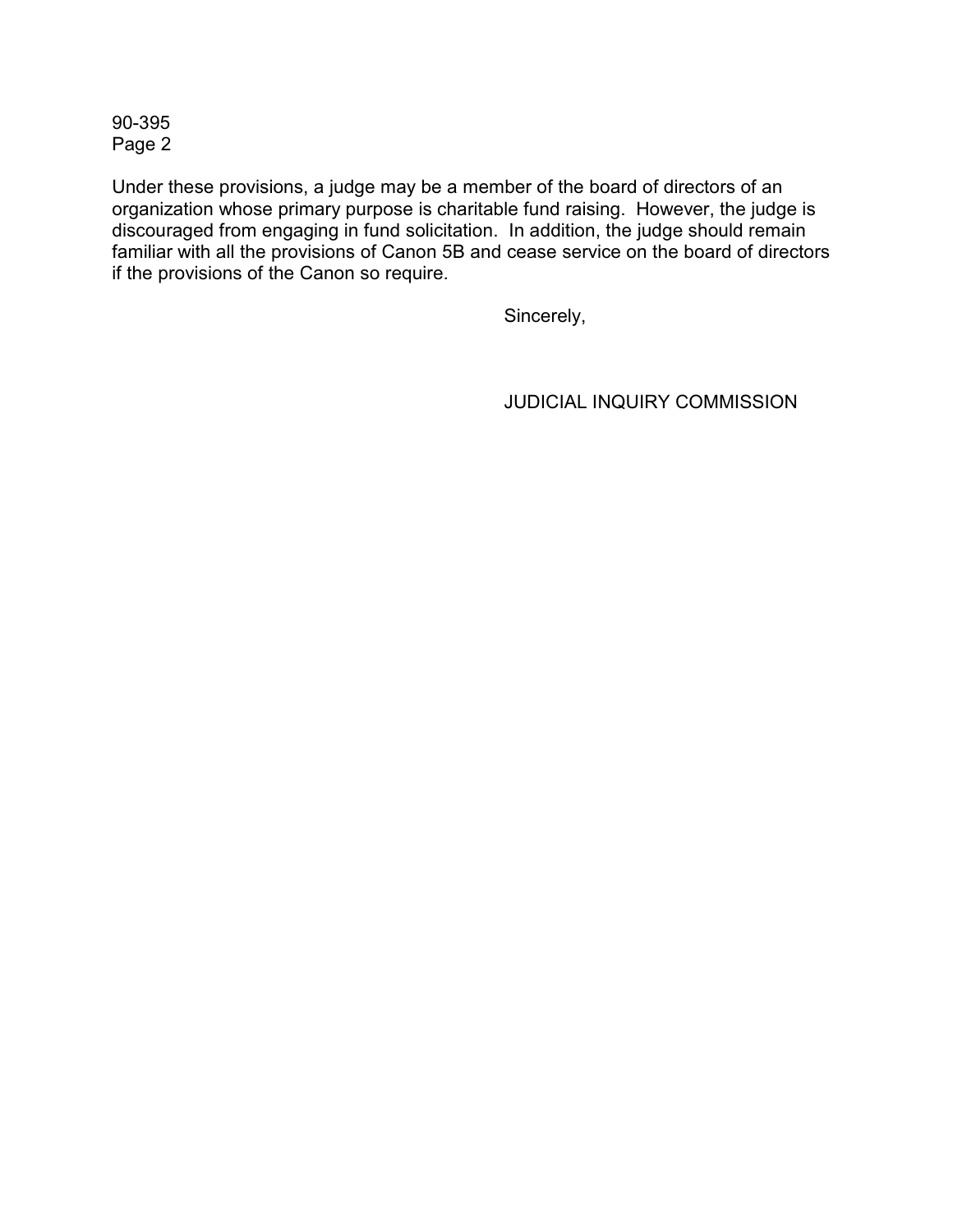Under these provisions, a judge may be a member of the board of directors of an organization whose primary purpose is charitable fund raising. However, the judge is discouraged from engaging in fund solicitation. In addition, the judge should remain familiar with all the provisions of Canon 5B and cease service on the board of directors if the provisions of the Canon so require.

Sincerely,

JUDICIAL INQUIRY COMMISSION